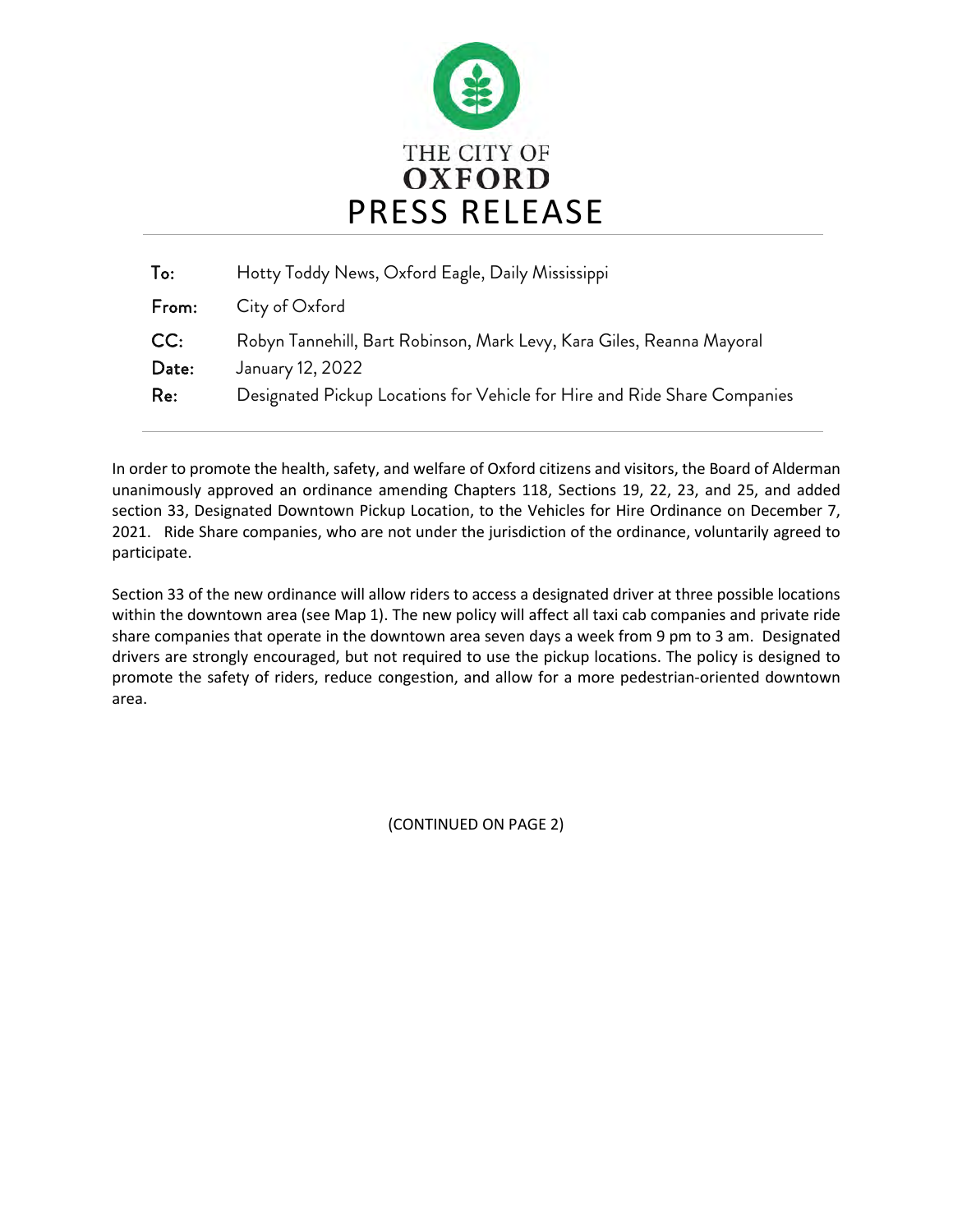THE CITY OF
**OXFORD**

# PRESS RELEASE

| | |
|---|---|
| To: | Hotty Toddy News, Oxford Eagle, Daily Mississippi |
| From: | City of Oxford |
| CC: | Robyn Tannehill, Bart Robinson, Mark Levy, Kara Giles, Reanna Mayoral |
| Date: | January 12, 2022 |
| Re: | Designated Pickup Locations for Vehicle for Hire and Ride Share Companies |

In order to promote the health, safety, and welfare of Oxford citizens and visitors, the Board of Alderman unanimously approved an ordinance amending Chapters 118, Sections 19, 22, 23, and 25, and added section 33, Designated Downtown Pickup Location, to the Vehicles for Hire Ordinance on December 7, 2021. Ride Share companies, who are not under the jurisdiction of the ordinance, voluntarily agreed to participate.

Section 33 of the new ordinance will allow riders to access a designated driver at three possible locations within the downtown area (see Map 1). The new policy will affect all taxi cab companies and private ride share companies that operate in the downtown area seven days a week from 9 pm to 3 am. Designated drivers are strongly encouraged, but not required to use the pickup locations. The policy is designed to promote the safety of riders, reduce congestion, and allow for a more pedestrian-oriented downtown area.

(CONTINUED ON PAGE 2)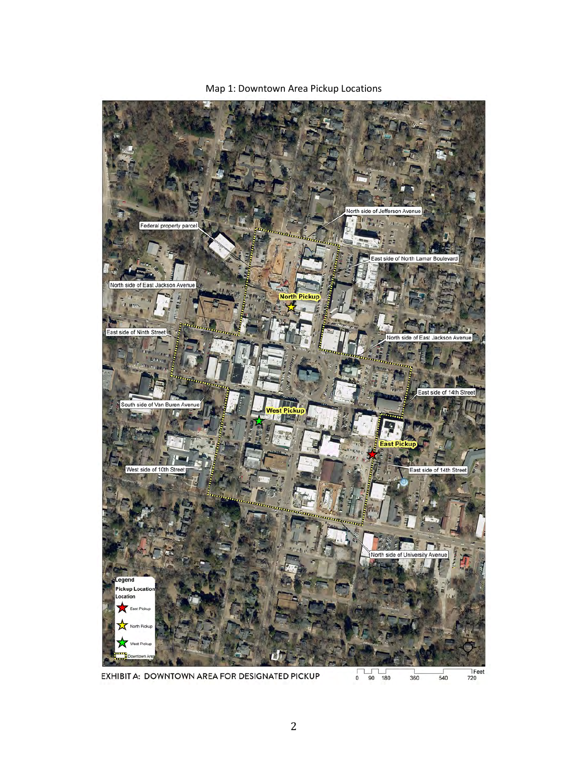Map 1: Downtown Area Pickup Locations

North side of Jefferson Avenue

Federal property parcel

East side of North Lamar Boulevard

North side of East Jackson Avenue

North Pickup

East side of Ninth Street

North side of East Jackson Avenue

East side of 14th Street

South side of Van Buren Avenue

West Pickup

East Pickup

West side of 10th Street

East side of 14th Street

North side of University Avenue

Legend

Pickup Location

Location

East Pickup

North Pickup

West Pickup

Downtown Area

EXHIBIT A: DOWNTOWN AREA FOR DESIGNATED PICKUP

0 90 180 360 540 720 Feet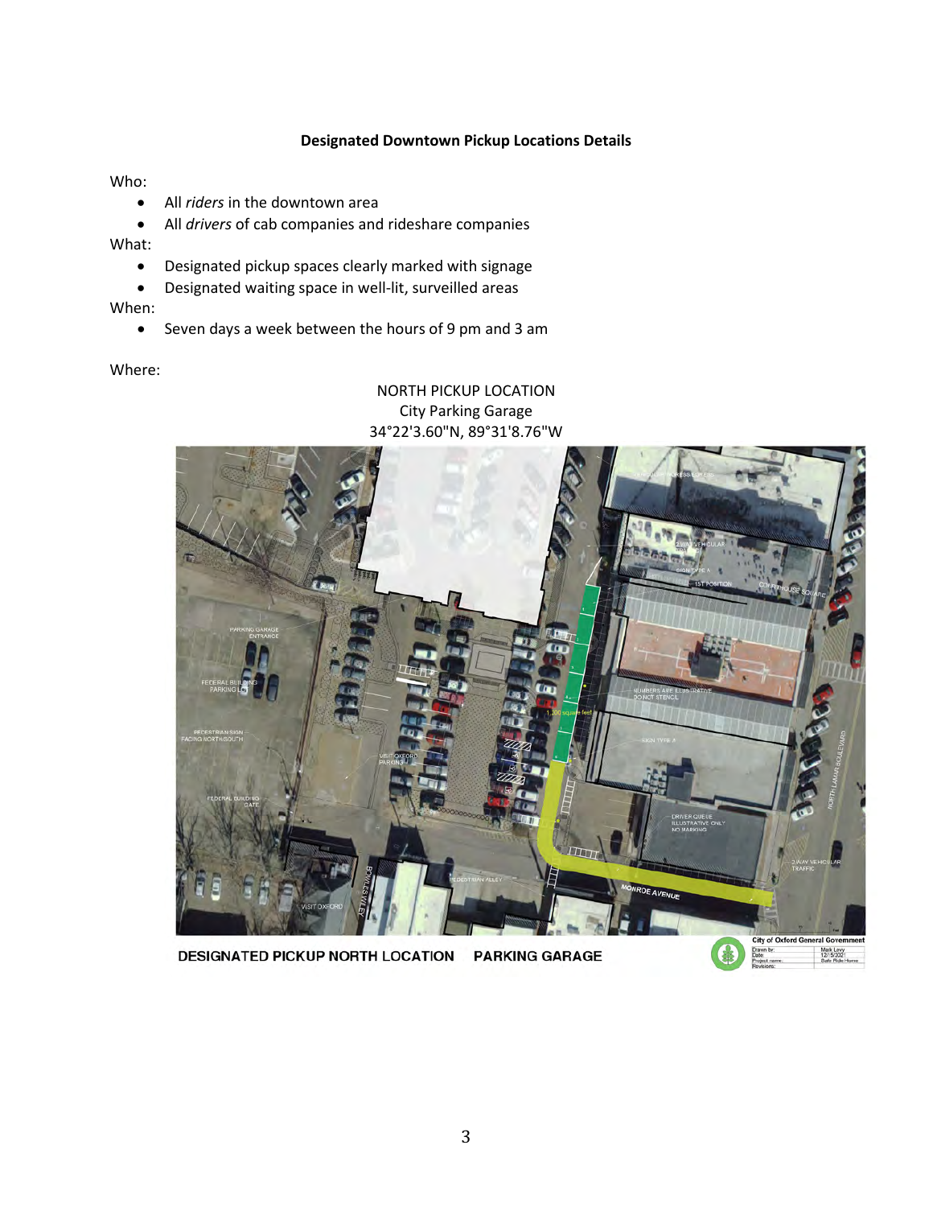**Designated Downtown Pickup Locations Details**

Who:

- All *riders* in the downtown area
- All *drivers* of cab companies and rideshare companies

What:

- Designated pickup spaces clearly marked with signage
- Designated waiting space in well-lit, surveilled areas

When:

- Seven days a week between the hours of 9 pm and 3 am

Where:

NORTH PICKUP LOCATION
City Parking Garage
34°22'3.60"N, 89°31'8.76"W

DESIGNATED PICKUP NORTH LOCATION PARKING GARAGE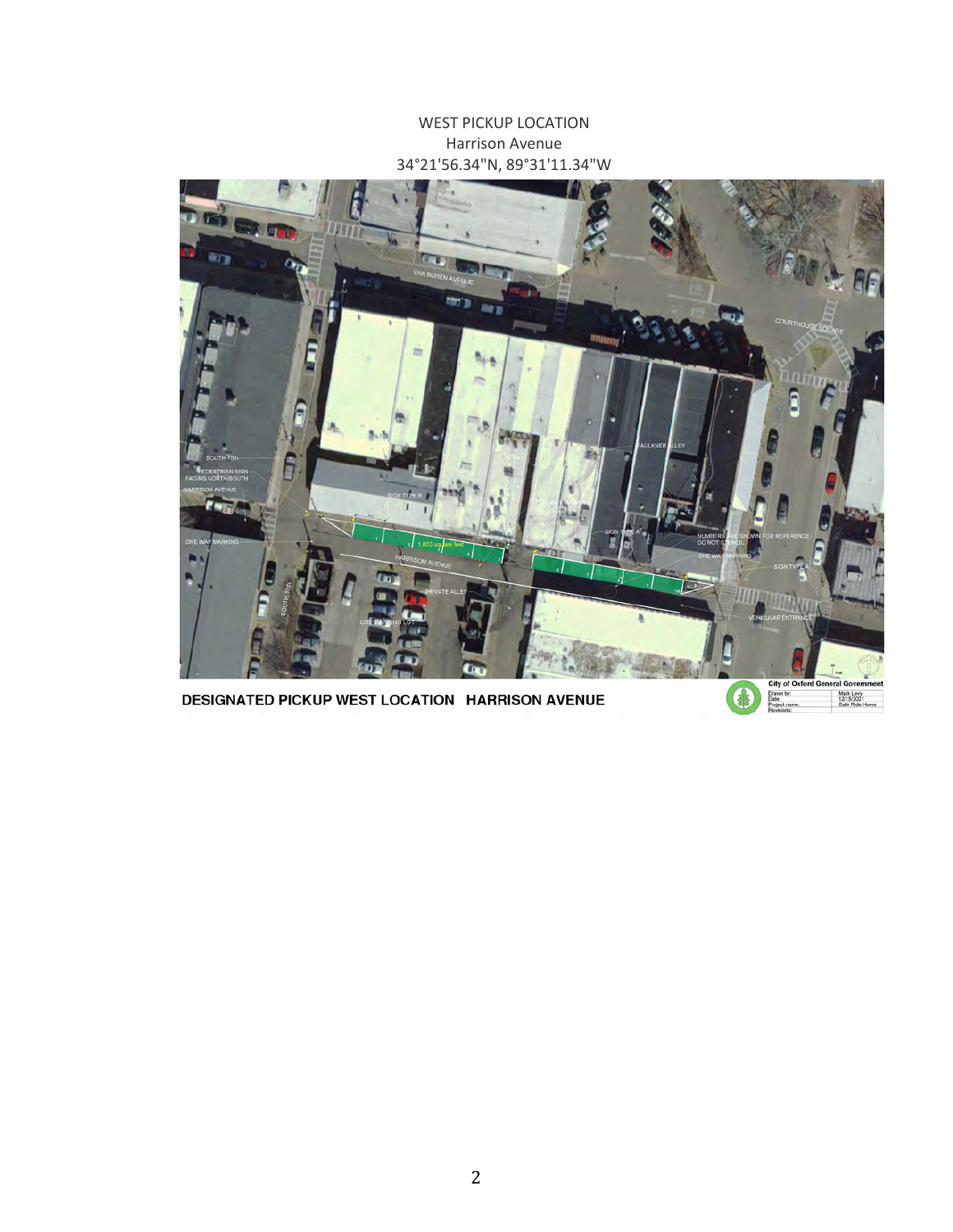WEST PICKUP LOCATION
Harrison Avenue
34°21'56.34"N, 89°31'11.34"W

DESIGNATED PICKUP WEST LOCATION HARRISON AVENUE

City of Oxford General Government

| | |
|---|---|
| Drawn by: | Mark Levy |
| Date: | 12/15/2021 |
| Project name: | Safe Ride Home |
| Revisions: | |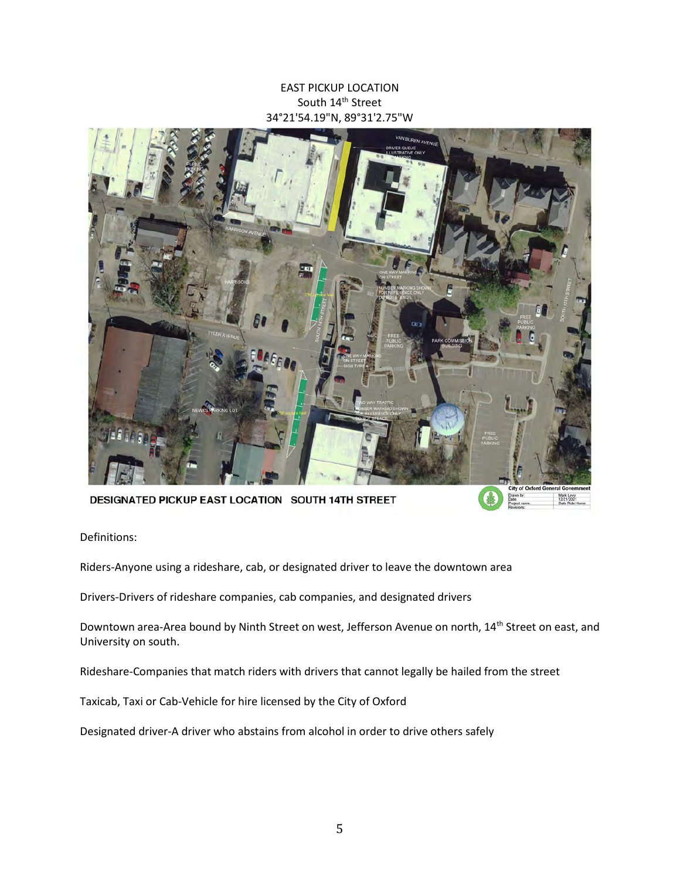EAST PICKUP LOCATION
South 14th Street
34°21'54.19"N, 89°31'2.75"W

VAN BUREN AVENUE
DRIVER QUEUE ILLUSTRATIVE ONLY MARKING
PUBLIC PARKING
HARRISON AVENUE
HARRISONS
ONE WAY MARKING ON STREET
NUMBER MARKING SHOWN FOR REFERENCE ONLY DO NOT STENCIL
SOUTH 14TH STREET
FREE PUBLIC PARKING
PARK COMMISSION BUILDING
FREE PUBLIC PARKING
SOUTH 15TH STREET
TYLER AVENUE
ONE WAY MARKING ON STREET SIGN TYPE A
TWO WAY TRAFFIC
NUMBER MARKING SHOWN FOR REFERENCE ONLY DO NOT STENCIL
NEWKS PARKING LOT
FREE PUBLIC PARKING

DESIGNATED PICKUP EAST LOCATION SOUTH 14TH STREET

City of Oxford General Government
Drawn by: Mark Levy
Date: 12/21/2021
Project name: Safe Ride Home
Revisions:

Definitions:

Riders-Anyone using a rideshare, cab, or designated driver to leave the downtown area

Drivers-Drivers of rideshare companies, cab companies, and designated drivers

Downtown area-Area bound by Ninth Street on west, Jefferson Avenue on north, 14th Street on east, and University on south.

Rideshare-Companies that match riders with drivers that cannot legally be hailed from the street

Taxicab, Taxi or Cab-Vehicle for hire licensed by the City of Oxford

Designated driver-A driver who abstains from alcohol in order to drive others safely